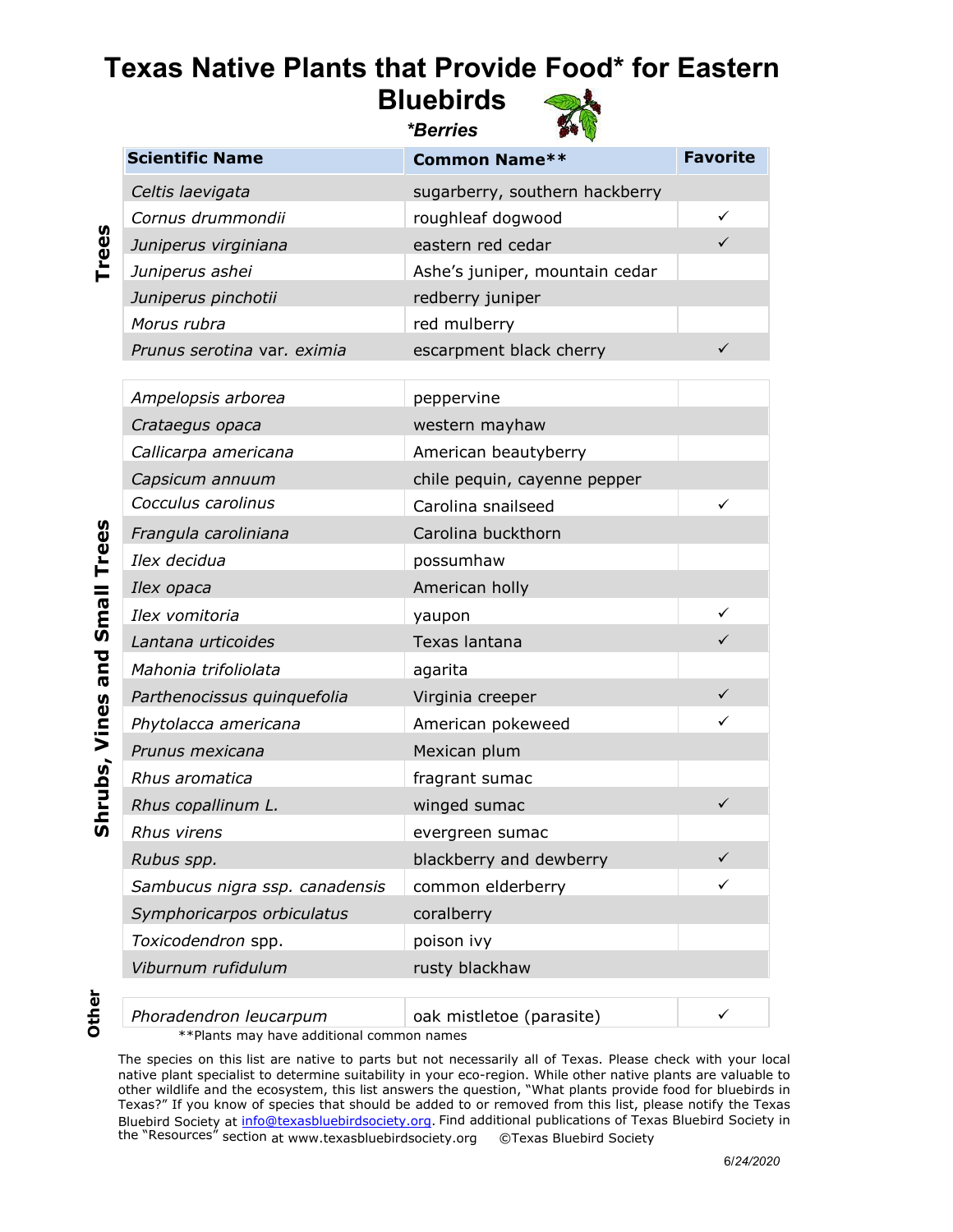# Texas Native Plants that Provide Food* for Eastern Bluebirds

***Berries**

| | Scientific Name | Common Name** | Favorite |
|---|---|---|---|
| **Trees** | *Celtis laevigata* | sugarberry, southern hackberry | |
| | *Cornus drummondii* | roughleaf dogwood | ✓ |
| | *Juniperus virginiana* | eastern red cedar | ✓ |
| | *Juniperus ashei* | Ashe's juniper, mountain cedar | |
| | *Juniperus pinchotii* | redberry juniper | |
| | *Morus rubra* | red mulberry | |
| | *Prunus serotina* var. *eximia* | escarpment black cherry | ✓ |
| **Shrubs, Vines and Small Trees** | *Ampelopsis arborea* | peppervine | |
| | *Crataegus opaca* | western mayhaw | |
| | *Callicarpa americana* | American beautyberry | |
| | *Capsicum annuum* | chile pequin, cayenne pepper | |
| | *Cocculus carolinus* | Carolina snailseed | ✓ |
| | *Frangula caroliniana* | Carolina buckthorn | |
| | *Ilex decidua* | possumhaw | |
| | *Ilex opaca* | American holly | |
| | *Ilex vomitoria* | yaupon | ✓ |
| | *Lantana urticoides* | Texas lantana | ✓ |
| | *Mahonia trifoliolata* | agarita | |
| | *Parthenocissus quinquefolia* | Virginia creeper | ✓ |
| | *Phytolacca americana* | American pokeweed | ✓ |
| | *Prunus mexicana* | Mexican plum | |
| | *Rhus aromatica* | fragrant sumac | |
| | *Rhus copallinum L.* | winged sumac | ✓ |
| | *Rhus virens* | evergreen sumac | |
| | *Rubus spp.* | blackberry and dewberry | ✓ |
| | *Sambucus nigra ssp. canadensis* | common elderberry | ✓ |
| | *Symphoricarpos orbiculatus* | coralberry | |
| | *Toxicodendron* spp. | poison ivy | |
| | *Viburnum rufidulum* | rusty blackhaw | |
| **Other** | *Phoradendron leucarpum* | oak mistletoe (parasite) | ✓ |

**Plants may have additional common names

The species on this list are native to parts but not necessarily all of Texas. Please check with your local native plant specialist to determine suitability in your eco-region. While other native plants are valuable to other wildlife and the ecosystem, this list answers the question, "What plants provide food for bluebirds in Texas?" If you know of species that should be added to or removed from this list, please notify the Texas Bluebird Society at info@texasbluebirdsociety.org. Find additional publications of Texas Bluebird Society in the "Resources" section at www.texasbluebirdsociety.org ©Texas Bluebird Society

*6/24/2020*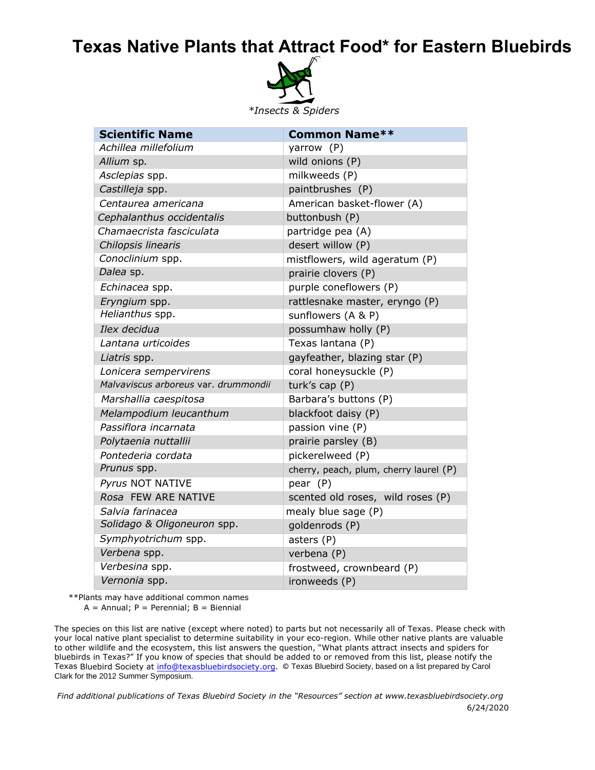# Texas Native Plants that Attract Food* for Eastern Bluebirds

*\*Insects & Spiders*

| Scientific Name | Common Name** |
|---|---|
| *Achillea millefolium* | yarrow (P) |
| *Allium* sp. | wild onions (P) |
| *Asclepias* spp. | milkweeds (P) |
| *Castilleja* spp. | paintbrushes (P) |
| *Centaurea americana* | American basket-flower (A) |
| *Cephalanthus occidentalis* | buttonbush (P) |
| *Chamaecrista fasciculata* | partridge pea (A) |
| *Chilopsis linearis* | desert willow (P) |
| *Conoclinium* spp. | mistflowers, wild ageratum (P) |
| *Dalea* sp. | prairie clovers (P) |
| *Echinacea* spp. | purple coneflowers (P) |
| *Eryngium* spp. | rattlesnake master, eryngo (P) |
| *Helianthus* spp. | sunflowers (A & P) |
| *Ilex decidua* | possumhaw holly (P) |
| *Lantana urticoides* | Texas lantana (P) |
| *Liatris* spp. | gayfeather, blazing star (P) |
| *Lonicera sempervirens* | coral honeysuckle (P) |
| *Malvaviscus arboreus* var. *drummondii* | turk's cap (P) |
| *Marshallia caespitosa* | Barbara's buttons (P) |
| *Melampodium leucanthum* | blackfoot daisy (P) |
| *Passiflora incarnata* | passion vine (P) |
| *Polytaenia nuttallii* | prairie parsley (B) |
| *Pontederia cordata* | pickerelweed (P) |
| *Prunus* spp. | cherry, peach, plum, cherry laurel (P) |
| *Pyrus* NOT NATIVE | pear (P) |
| *Rosa* FEW ARE NATIVE | scented old roses, wild roses (P) |
| *Salvia farinacea* | mealy blue sage (P) |
| *Solidago & Oligoneuron* spp. | goldenrods (P) |
| *Symphyotrichum* spp. | asters (P) |
| *Verbena* spp. | verbena (P) |
| *Verbesina* spp. | frostweed, crownbeard (P) |
| *Vernonia* spp. | ironweeds (P) |

**Plants may have additional common names
A = Annual; P = Perennial; B = Biennial

The species on this list are native (except where noted) to parts but not necessarily all of Texas. Please check with your local native plant specialist to determine suitability in your eco-region. While other native plants are valuable to other wildlife and the ecosystem, this list answers the question, "What plants attract insects and spiders for bluebirds in Texas?" If you know of species that should be added to or removed from this list, please notify the Texas Bluebird Society at info@texasbluebirdsociety.org. © Texas Bluebird Society, based on a list prepared by Carol Clark for the 2012 Summer Symposium.

*Find additional publications of Texas Bluebird Society in the "Resources" section at www.texasbluebirdsociety.org*

6/24/2020